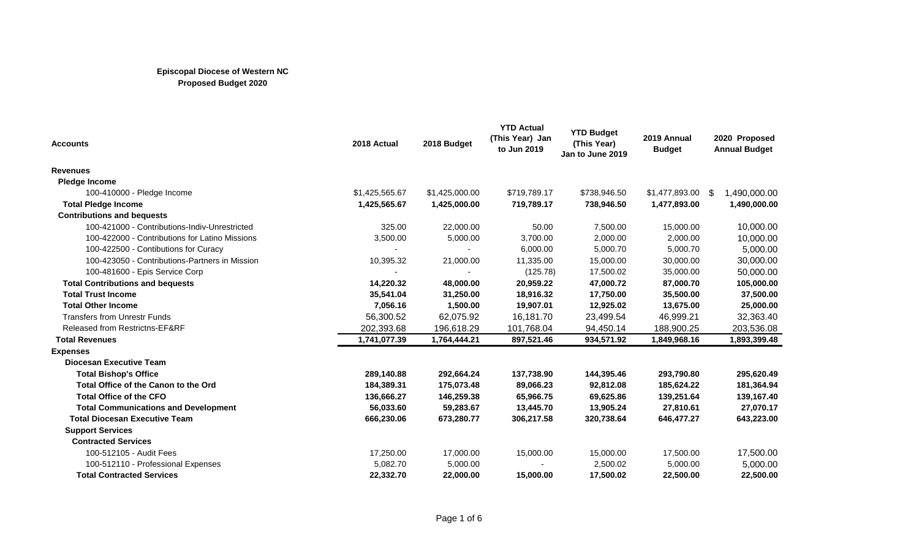**Episcopal Diocese of Western NC**
**Proposed Budget 2020**

| Accounts | 2018 Actual | 2018 Budget | YTD Actual (This Year) Jan to Jun 2019 | YTD Budget (This Year) Jan to June 2019 | 2019 Annual Budget | 2020 Proposed Annual Budget |
|---|---|---|---|---|---|---|
| **Revenues** | | | | | | |
| **Pledge Income** | | | | | | |
| 100-410000 - Pledge Income | $1,425,565.67 | $1,425,000.00 | $719,789.17 | $738,946.50 | $1,477,893.00 | $ 1,490,000.00 |
| **Total Pledge Income** | **1,425,565.67** | **1,425,000.00** | **719,789.17** | **738,946.50** | **1,477,893.00** | **1,490,000.00** |
| **Contributions and bequests** | | | | | | |
| 100-421000 - Contributions-Indiv-Unrestricted | 325.00 | 22,000.00 | 50.00 | 7,500.00 | 15,000.00 | 10,000.00 |
| 100-422000 - Contributions for Latino Missions | 3,500.00 | 5,000.00 | 3,700.00 | 2,000.00 | 2,000.00 | 10,000.00 |
| 100-422500 - Contibutions for Curacy | - | - | 6,000.00 | 5,000.70 | 5,000.70 | 5,000.00 |
| 100-423050 - Contributions-Partners in Mission | 10,395.32 | 21,000.00 | 11,335.00 | 15,000.00 | 30,000.00 | 30,000.00 |
| 100-481600 - Epis Service Corp | - | - | (125.78) | 17,500.02 | 35,000.00 | 50,000.00 |
| **Total Contributions and bequests** | **14,220.32** | **48,000.00** | **20,959.22** | **47,000.72** | **87,000.70** | **105,000.00** |
| **Total Trust Income** | **35,541.04** | **31,250.00** | **18,916.32** | **17,750.00** | **35,500.00** | **37,500.00** |
| **Total Other Income** | **7,056.16** | **1,500.00** | **19,907.01** | **12,925.02** | **13,675.00** | **25,000.00** |
| Transfers from Unrestr Funds | 56,300.52 | 62,075.92 | 16,181.70 | 23,499.54 | 46,999.21 | 32,363.40 |
| Released from Restrictns-EF&RF | 202,393.68 | 196,618.29 | 101,768.04 | 94,450.14 | 188,900.25 | 203,536.08 |
| **Total Revenues** | **1,741,077.39** | **1,764,444.21** | **897,521.46** | **934,571.92** | **1,849,968.16** | **1,893,399.48** |
| **Expenses** | | | | | | |
| **Diocesan Executive Team** | | | | | | |
| **Total Bishop's Office** | **289,140.88** | **292,664.24** | **137,738.90** | **144,395.46** | **293,790.80** | **295,620.49** |
| **Total Office of the Canon to the Ord** | **184,389.31** | **175,073.48** | **89,066.23** | **92,812.08** | **185,624.22** | **181,364.94** |
| **Total Office of the CFO** | **136,666.27** | **146,259.38** | **65,966.75** | **69,625.86** | **139,251.64** | **139,167.40** |
| **Total Communications and Development** | **56,033.60** | **59,283.67** | **13,445.70** | **13,905.24** | **27,810.61** | **27,070.17** |
| **Total Diocesan Executive Team** | **666,230.06** | **673,280.77** | **306,217.58** | **320,738.64** | **646,477.27** | **643,223.00** |
| **Support Services** | | | | | | |
| **Contracted Services** | | | | | | |
| 100-512105 - Audit Fees | 17,250.00 | 17,000.00 | 15,000.00 | 15,000.00 | 17,500.00 | 17,500.00 |
| 100-512110 - Professional Expenses | 5,082.70 | 5,000.00 | - | 2,500.02 | 5,000.00 | 5,000.00 |
| **Total Contracted Services** | **22,332.70** | **22,000.00** | **15,000.00** | **17,500.02** | **22,500.00** | **22,500.00** |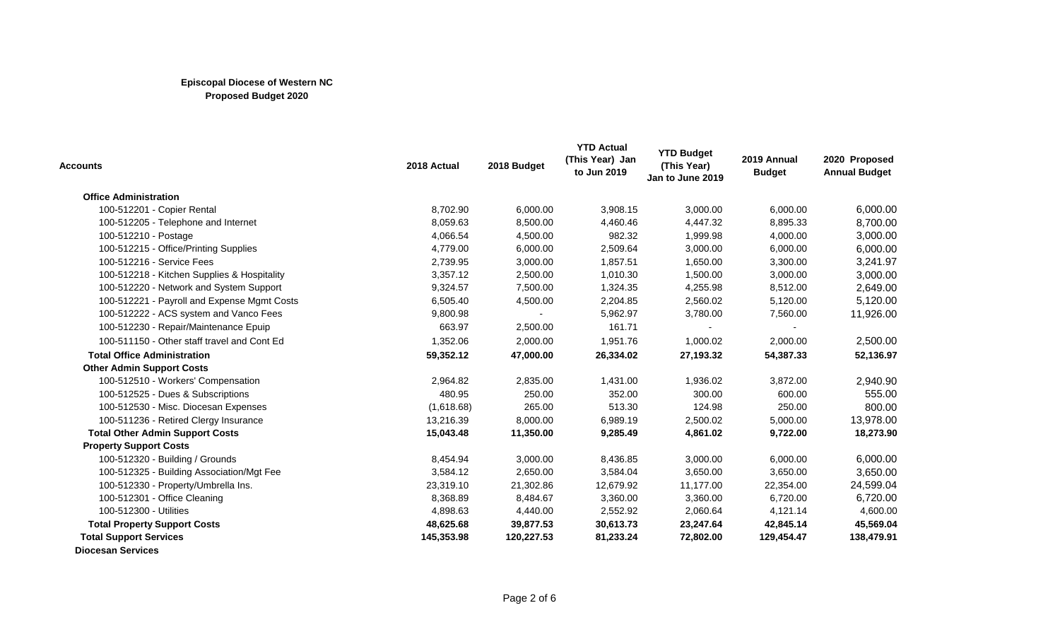**Episcopal Diocese of Western NC**
**Proposed Budget 2020**

| Accounts | 2018 Actual | 2018 Budget | YTD Actual (This Year) Jan to Jun 2019 | YTD Budget (This Year) Jan to June 2019 | 2019 Annual Budget | 2020 Proposed Annual Budget |
|---|---|---|---|---|---|---|
| **Office Administration** | | | | | | |
| 100-512201 - Copier Rental | 8,702.90 | 6,000.00 | 3,908.15 | 3,000.00 | 6,000.00 | 6,000.00 |
| 100-512205 - Telephone and Internet | 8,059.63 | 8,500.00 | 4,460.46 | 4,447.32 | 8,895.33 | 8,700.00 |
| 100-512210 - Postage | 4,066.54 | 4,500.00 | 982.32 | 1,999.98 | 4,000.00 | 3,000.00 |
| 100-512215 - Office/Printing Supplies | 4,779.00 | 6,000.00 | 2,509.64 | 3,000.00 | 6,000.00 | 6,000.00 |
| 100-512216 - Service Fees | 2,739.95 | 3,000.00 | 1,857.51 | 1,650.00 | 3,300.00 | 3,241.97 |
| 100-512218 - Kitchen Supplies & Hospitality | 3,357.12 | 2,500.00 | 1,010.30 | 1,500.00 | 3,000.00 | 3,000.00 |
| 100-512220 - Network and System Support | 9,324.57 | 7,500.00 | 1,324.35 | 4,255.98 | 8,512.00 | 2,649.00 |
| 100-512221 - Payroll and Expense Mgmt Costs | 6,505.40 | 4,500.00 | 2,204.85 | 2,560.02 | 5,120.00 | 5,120.00 |
| 100-512222 - ACS system and Vanco Fees | 9,800.98 | - | 5,962.97 | 3,780.00 | 7,560.00 | 11,926.00 |
| 100-512230 - Repair/Maintenance Epuip | 663.97 | 2,500.00 | 161.71 | - | - | |
| 100-511150 - Other staff travel and Cont Ed | 1,352.06 | 2,000.00 | 1,951.76 | 1,000.02 | 2,000.00 | 2,500.00 |
| **Total Office Administration** | **59,352.12** | **47,000.00** | **26,334.02** | **27,193.32** | **54,387.33** | **52,136.97** |
| **Other Admin Support Costs** | | | | | | |
| 100-512510 - Workers' Compensation | 2,964.82 | 2,835.00 | 1,431.00 | 1,936.02 | 3,872.00 | 2,940.90 |
| 100-512525 - Dues & Subscriptions | 480.95 | 250.00 | 352.00 | 300.00 | 600.00 | 555.00 |
| 100-512530 - Misc. Diocesan Expenses | (1,618.68) | 265.00 | 513.30 | 124.98 | 250.00 | 800.00 |
| 100-511236 - Retired Clergy Insurance | 13,216.39 | 8,000.00 | 6,989.19 | 2,500.02 | 5,000.00 | 13,978.00 |
| **Total Other Admin Support Costs** | **15,043.48** | **11,350.00** | **9,285.49** | **4,861.02** | **9,722.00** | **18,273.90** |
| **Property Support Costs** | | | | | | |
| 100-512320 - Building / Grounds | 8,454.94 | 3,000.00 | 8,436.85 | 3,000.00 | 6,000.00 | 6,000.00 |
| 100-512325 - Building Association/Mgt Fee | 3,584.12 | 2,650.00 | 3,584.04 | 3,650.00 | 3,650.00 | 3,650.00 |
| 100-512330 - Property/Umbrella Ins. | 23,319.10 | 21,302.86 | 12,679.92 | 11,177.00 | 22,354.00 | 24,599.04 |
| 100-512301 - Office Cleaning | 8,368.89 | 8,484.67 | 3,360.00 | 3,360.00 | 6,720.00 | 6,720.00 |
| 100-512300 - Utilities | 4,898.63 | 4,440.00 | 2,552.92 | 2,060.64 | 4,121.14 | 4,600.00 |
| **Total Property Support Costs** | **48,625.68** | **39,877.53** | **30,613.73** | **23,247.64** | **42,845.14** | **45,569.04** |
| **Total Support Services** | **145,353.98** | **120,227.53** | **81,233.24** | **72,802.00** | **129,454.47** | **138,479.91** |
| **Diocesan Services** | | | | | | |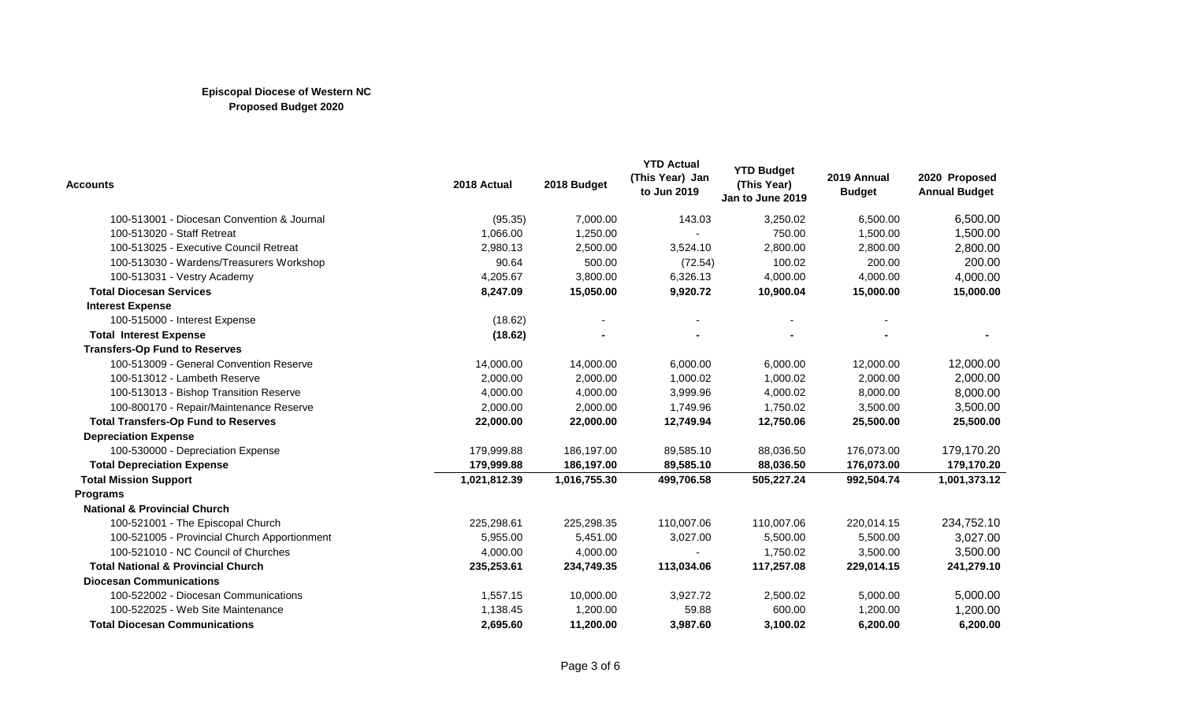**Episcopal Diocese of Western NC**
**Proposed Budget 2020**

| Accounts | 2018 Actual | 2018 Budget | YTD Actual (This Year) Jan to Jun 2019 | YTD Budget (This Year) Jan to June 2019 | 2019 Annual Budget | 2020 Proposed Annual Budget |
|---|---|---|---|---|---|---|
| 100-513001 - Diocesan Convention & Journal | (95.35) | 7,000.00 | 143.03 | 3,250.02 | 6,500.00 | 6,500.00 |
| 100-513020 - Staff Retreat | 1,066.00 | 1,250.00 | - | 750.00 | 1,500.00 | 1,500.00 |
| 100-513025 - Executive Council Retreat | 2,980.13 | 2,500.00 | 3,524.10 | 2,800.00 | 2,800.00 | 2,800.00 |
| 100-513030 - Wardens/Treasurers Workshop | 90.64 | 500.00 | (72.54) | 100.02 | 200.00 | 200.00 |
| 100-513031 - Vestry Academy | 4,205.67 | 3,800.00 | 6,326.13 | 4,000.00 | 4,000.00 | 4,000.00 |
| **Total Diocesan Services** | **8,247.09** | **15,050.00** | **9,920.72** | **10,900.04** | **15,000.00** | **15,000.00** |
| **Interest Expense** | | | | | | |
| 100-515000 - Interest Expense | (18.62) | - | - | - | - | |
| **Total Interest Expense** | **(18.62)** | **-** | **-** | **-** | **-** | **-** |
| **Transfers-Op Fund to Reserves** | | | | | | |
| 100-513009 - General Convention Reserve | 14,000.00 | 14,000.00 | 6,000.00 | 6,000.00 | 12,000.00 | 12,000.00 |
| 100-513012 - Lambeth Reserve | 2,000.00 | 2,000.00 | 1,000.02 | 1,000.02 | 2,000.00 | 2,000.00 |
| 100-513013 - Bishop Transition Reserve | 4,000.00 | 4,000.00 | 3,999.96 | 4,000.02 | 8,000.00 | 8,000.00 |
| 100-800170 - Repair/Maintenance Reserve | 2,000.00 | 2,000.00 | 1,749.96 | 1,750.02 | 3,500.00 | 3,500.00 |
| **Total Transfers-Op Fund to Reserves** | **22,000.00** | **22,000.00** | **12,749.94** | **12,750.06** | **25,500.00** | **25,500.00** |
| **Depreciation Expense** | | | | | | |
| 100-530000 - Depreciation Expense | 179,999.88 | 186,197.00 | 89,585.10 | 88,036.50 | 176,073.00 | 179,170.20 |
| **Total Depreciation Expense** | **179,999.88** | **186,197.00** | **89,585.10** | **88,036.50** | **176,073.00** | **179,170.20** |
| **Total Mission Support** | **1,021,812.39** | **1,016,755.30** | **499,706.58** | **505,227.24** | **992,504.74** | **1,001,373.12** |
| **Programs** | | | | | | |
| **National & Provincial Church** | | | | | | |
| 100-521001 - The Episcopal Church | 225,298.61 | 225,298.35 | 110,007.06 | 110,007.06 | 220,014.15 | 234,752.10 |
| 100-521005 - Provincial Church Apportionment | 5,955.00 | 5,451.00 | 3,027.00 | 5,500.00 | 5,500.00 | 3,027.00 |
| 100-521010 - NC Council of Churches | 4,000.00 | 4,000.00 | - | 1,750.02 | 3,500.00 | 3,500.00 |
| **Total National & Provincial Church** | **235,253.61** | **234,749.35** | **113,034.06** | **117,257.08** | **229,014.15** | **241,279.10** |
| **Diocesan Communications** | | | | | | |
| 100-522002 - Diocesan Communications | 1,557.15 | 10,000.00 | 3,927.72 | 2,500.02 | 5,000.00 | 5,000.00 |
| 100-522025 - Web Site Maintenance | 1,138.45 | 1,200.00 | 59.88 | 600.00 | 1,200.00 | 1,200.00 |
| **Total Diocesan Communications** | **2,695.60** | **11,200.00** | **3,987.60** | **3,100.02** | **6,200.00** | **6,200.00** |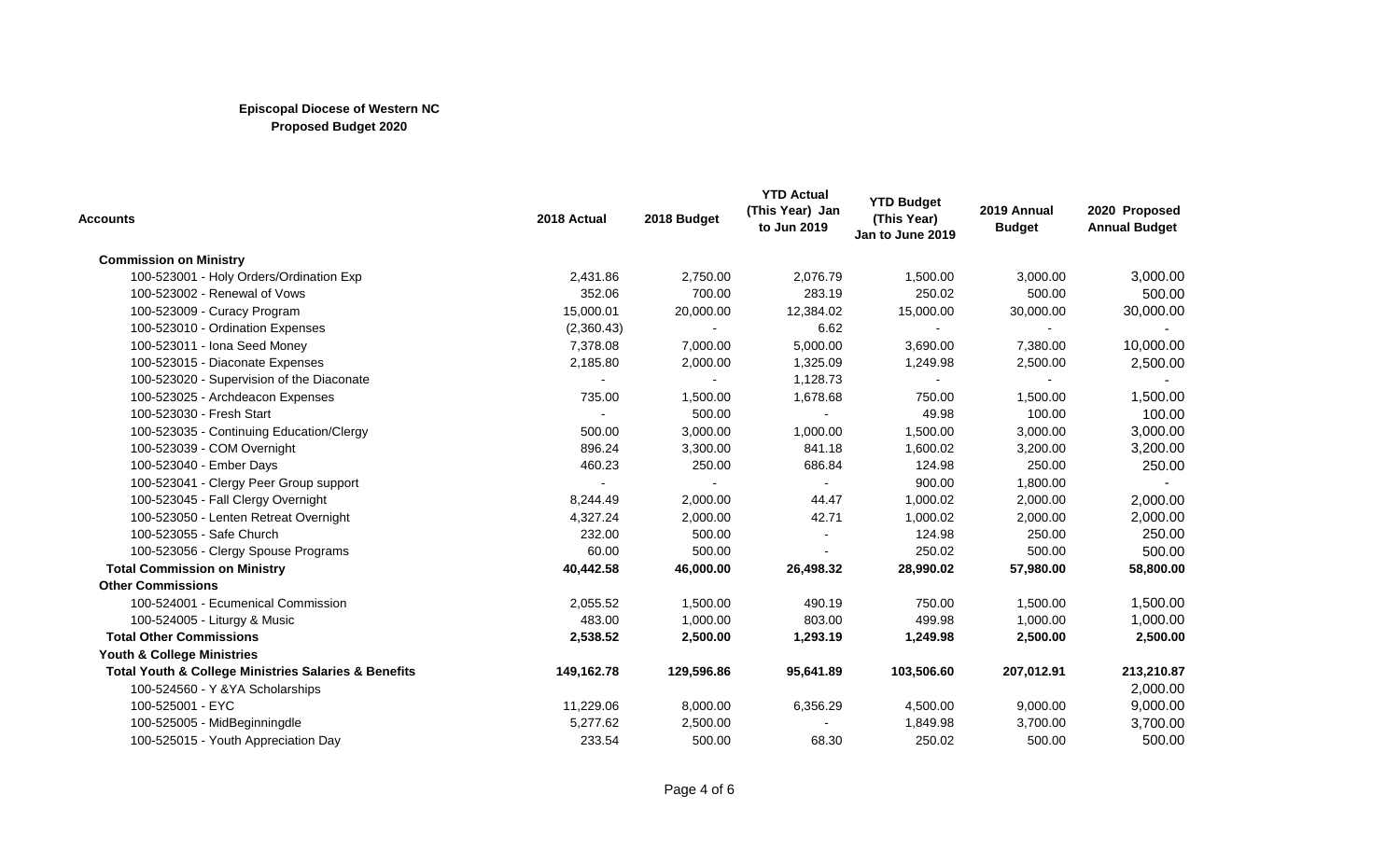**Episcopal Diocese of Western NC**
**Proposed Budget 2020**

| Accounts | 2018 Actual | 2018 Budget | YTD Actual (This Year) Jan to Jun 2019 | YTD Budget (This Year) Jan to June 2019 | 2019 Annual Budget | 2020 Proposed Annual Budget |
|---|---|---|---|---|---|---|
| **Commission on Ministry** | | | | | | |
| 100-523001 - Holy Orders/Ordination Exp | 2,431.86 | 2,750.00 | 2,076.79 | 1,500.00 | 3,000.00 | 3,000.00 |
| 100-523002 - Renewal of Vows | 352.06 | 700.00 | 283.19 | 250.02 | 500.00 | 500.00 |
| 100-523009 - Curacy Program | 15,000.01 | 20,000.00 | 12,384.02 | 15,000.00 | 30,000.00 | 30,000.00 |
| 100-523010 - Ordination Expenses | (2,360.43) | - | 6.62 | - | - | - |
| 100-523011 - Iona Seed Money | 7,378.08 | 7,000.00 | 5,000.00 | 3,690.00 | 7,380.00 | 10,000.00 |
| 100-523015 - Diaconate Expenses | 2,185.80 | 2,000.00 | 1,325.09 | 1,249.98 | 2,500.00 | 2,500.00 |
| 100-523020 - Supervision of the Diaconate | - | - | 1,128.73 | - | - | - |
| 100-523025 - Archdeacon Expenses | 735.00 | 1,500.00 | 1,678.68 | 750.00 | 1,500.00 | 1,500.00 |
| 100-523030 - Fresh Start | - | 500.00 | - | 49.98 | 100.00 | 100.00 |
| 100-523035 - Continuing Education/Clergy | 500.00 | 3,000.00 | 1,000.00 | 1,500.00 | 3,000.00 | 3,000.00 |
| 100-523039 - COM Overnight | 896.24 | 3,300.00 | 841.18 | 1,600.02 | 3,200.00 | 3,200.00 |
| 100-523040 - Ember Days | 460.23 | 250.00 | 686.84 | 124.98 | 250.00 | 250.00 |
| 100-523041 - Clergy Peer Group support | - | - | - | 900.00 | 1,800.00 | - |
| 100-523045 - Fall Clergy Overnight | 8,244.49 | 2,000.00 | 44.47 | 1,000.02 | 2,000.00 | 2,000.00 |
| 100-523050 - Lenten Retreat Overnight | 4,327.24 | 2,000.00 | 42.71 | 1,000.02 | 2,000.00 | 2,000.00 |
| 100-523055 - Safe Church | 232.00 | 500.00 | - | 124.98 | 250.00 | 250.00 |
| 100-523056 - Clergy Spouse Programs | 60.00 | 500.00 | - | 250.02 | 500.00 | 500.00 |
| **Total Commission on Ministry** | **40,442.58** | **46,000.00** | **26,498.32** | **28,990.02** | **57,980.00** | **58,800.00** |
| **Other Commissions** | | | | | | |
| 100-524001 - Ecumenical Commission | 2,055.52 | 1,500.00 | 490.19 | 750.00 | 1,500.00 | 1,500.00 |
| 100-524005 - Liturgy & Music | 483.00 | 1,000.00 | 803.00 | 499.98 | 1,000.00 | 1,000.00 |
| **Total Other Commissions** | **2,538.52** | **2,500.00** | **1,293.19** | **1,249.98** | **2,500.00** | **2,500.00** |
| **Youth & College Ministries** | | | | | | |
| **Total Youth & College Ministries Salaries & Benefits** | **149,162.78** | **129,596.86** | **95,641.89** | **103,506.60** | **207,012.91** | **213,210.87** |
| 100-524560 - Y &YA Scholarships | | | | | | 2,000.00 |
| 100-525001 - EYC | 11,229.06 | 8,000.00 | 6,356.29 | 4,500.00 | 9,000.00 | 9,000.00 |
| 100-525005 - MidBeginningdle | 5,277.62 | 2,500.00 | - | 1,849.98 | 3,700.00 | 3,700.00 |
| 100-525015 - Youth Appreciation Day | 233.54 | 500.00 | 68.30 | 250.02 | 500.00 | 500.00 |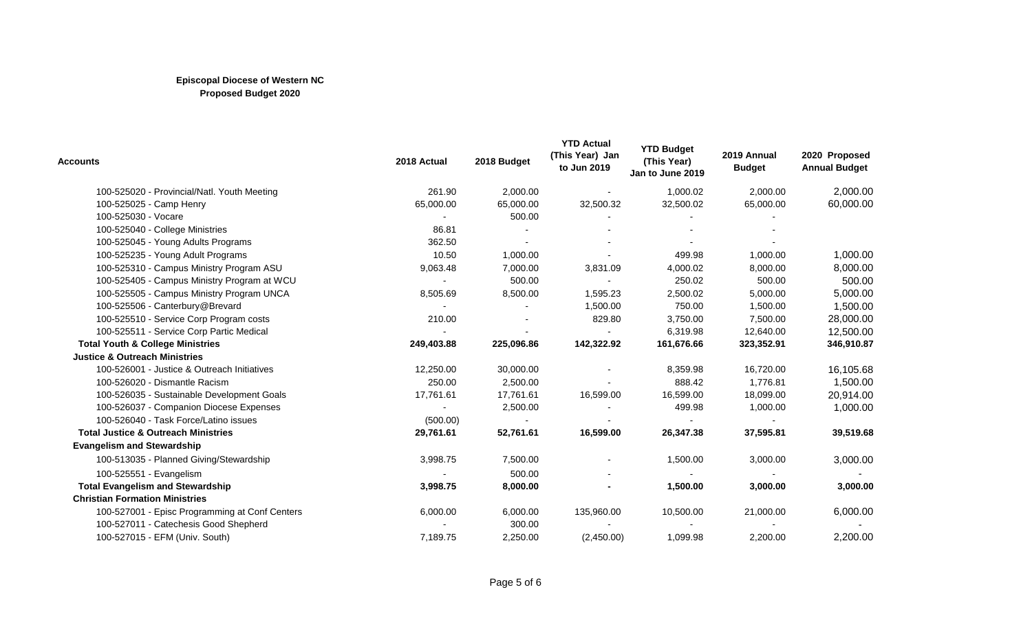**Episcopal Diocese of Western NC**
**Proposed Budget 2020**

| Accounts | 2018 Actual | 2018 Budget | YTD Actual (This Year) Jan to Jun 2019 | YTD Budget (This Year) Jan to June 2019 | 2019 Annual Budget | 2020 Proposed Annual Budget |
|---|---|---|---|---|---|---|
| 100-525020 - Provincial/Natl. Youth Meeting | 261.90 | 2,000.00 | - | 1,000.02 | 2,000.00 | 2,000.00 |
| 100-525025 - Camp Henry | 65,000.00 | 65,000.00 | 32,500.32 | 32,500.02 | 65,000.00 | 60,000.00 |
| 100-525030 - Vocare | - | 500.00 | - | - | - | |
| 100-525040 - College Ministries | 86.81 | - | - | - | - | |
| 100-525045 - Young Adults Programs | 362.50 | - | - | - | - | |
| 100-525235 - Young Adult Programs | 10.50 | 1,000.00 | - | 499.98 | 1,000.00 | 1,000.00 |
| 100-525310 - Campus Ministry Program ASU | 9,063.48 | 7,000.00 | 3,831.09 | 4,000.02 | 8,000.00 | 8,000.00 |
| 100-525405 - Campus Ministry Program at WCU | - | 500.00 | - | 250.02 | 500.00 | 500.00 |
| 100-525505 - Campus Ministry Program UNCA | 8,505.69 | 8,500.00 | 1,595.23 | 2,500.02 | 5,000.00 | 5,000.00 |
| 100-525506 - Canterbury@Brevard | - | - | 1,500.00 | 750.00 | 1,500.00 | 1,500.00 |
| 100-525510 - Service Corp Program costs | 210.00 | - | 829.80 | 3,750.00 | 7,500.00 | 28,000.00 |
| 100-525511 - Service Corp Partic Medical | - | - | - | 6,319.98 | 12,640.00 | 12,500.00 |
| **Total Youth & College Ministries** | **249,403.88** | **225,096.86** | **142,322.92** | **161,676.66** | **323,352.91** | **346,910.87** |
| **Justice & Outreach Ministries** | | | | | | |
| 100-526001 - Justice & Outreach Initiatives | 12,250.00 | 30,000.00 | - | 8,359.98 | 16,720.00 | 16,105.68 |
| 100-526020 - Dismantle Racism | 250.00 | 2,500.00 | - | 888.42 | 1,776.81 | 1,500.00 |
| 100-526035 - Sustainable Development Goals | 17,761.61 | 17,761.61 | 16,599.00 | 16,599.00 | 18,099.00 | 20,914.00 |
| 100-526037 - Companion Diocese Expenses | - | 2,500.00 | - | 499.98 | 1,000.00 | 1,000.00 |
| 100-526040 - Task Force/Latino issues | (500.00) | - | - | - | - | |
| **Total Justice & Outreach Ministries** | **29,761.61** | **52,761.61** | **16,599.00** | **26,347.38** | **37,595.81** | **39,519.68** |
| **Evangelism and Stewardship** | | | | | | |
| 100-513035 - Planned Giving/Stewardship | 3,998.75 | 7,500.00 | - | 1,500.00 | 3,000.00 | 3,000.00 |
| 100-525551 - Evangelism | - | 500.00 | - | - | - | - |
| **Total Evangelism and Stewardship** | **3,998.75** | **8,000.00** | **-** | **1,500.00** | **3,000.00** | **3,000.00** |
| **Christian Formation Ministries** | | | | | | |
| 100-527001 - Episc Programming at Conf Centers | 6,000.00 | 6,000.00 | 135,960.00 | 10,500.00 | 21,000.00 | 6,000.00 |
| 100-527011 - Catechesis Good Shepherd | - | 300.00 | - | - | - | - |
| 100-527015 - EFM (Univ. South) | 7,189.75 | 2,250.00 | (2,450.00) | 1,099.98 | 2,200.00 | 2,200.00 |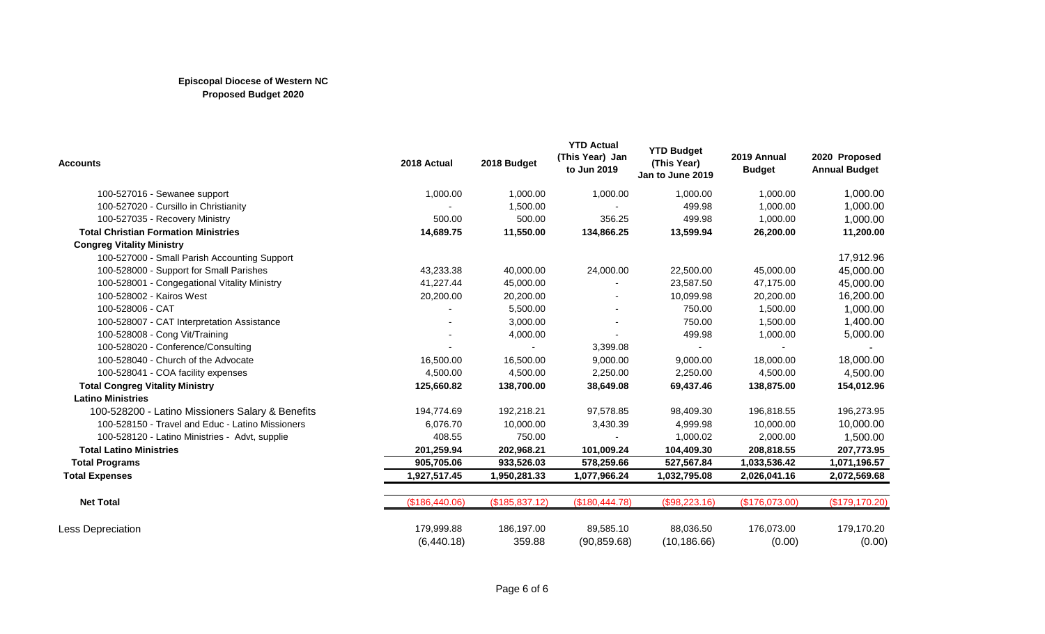**Episcopal Diocese of Western NC**
**Proposed Budget 2020**

| Accounts | 2018 Actual | 2018 Budget | YTD Actual (This Year) Jan to Jun 2019 | YTD Budget (This Year) Jan to June 2019 | 2019 Annual Budget | 2020 Proposed Annual Budget |
|---|---|---|---|---|---|---|
| 100-527016 - Sewanee support | 1,000.00 | 1,000.00 | 1,000.00 | 1,000.00 | 1,000.00 | 1,000.00 |
| 100-527020 - Cursillo in Christianity | - | 1,500.00 | - | 499.98 | 1,000.00 | 1,000.00 |
| 100-527035 - Recovery Ministry | 500.00 | 500.00 | 356.25 | 499.98 | 1,000.00 | 1,000.00 |
| **Total Christian Formation Ministries** | **14,689.75** | **11,550.00** | **134,866.25** | **13,599.94** | **26,200.00** | **11,200.00** |
| **Congreg Vitality Ministry** | | | | | | |
| 100-527000 - Small Parish Accounting Support | | | | | | 17,912.96 |
| 100-528000 - Support for Small Parishes | 43,233.38 | 40,000.00 | 24,000.00 | 22,500.00 | 45,000.00 | 45,000.00 |
| 100-528001 - Congegational Vitality Ministry | 41,227.44 | 45,000.00 | - | 23,587.50 | 47,175.00 | 45,000.00 |
| 100-528002 - Kairos West | 20,200.00 | 20,200.00 | - | 10,099.98 | 20,200.00 | 16,200.00 |
| 100-528006 - CAT | - | 5,500.00 | - | 750.00 | 1,500.00 | 1,000.00 |
| 100-528007 - CAT Interpretation Assistance | - | 3,000.00 | - | 750.00 | 1,500.00 | 1,400.00 |
| 100-528008 - Cong Vit/Training | - | 4,000.00 | - | 499.98 | 1,000.00 | 5,000.00 |
| 100-528020 - Conference/Consulting | - | - | 3,399.08 | - | - | - |
| 100-528040 - Church of the Advocate | 16,500.00 | 16,500.00 | 9,000.00 | 9,000.00 | 18,000.00 | 18,000.00 |
| 100-528041 - COA facility expenses | 4,500.00 | 4,500.00 | 2,250.00 | 2,250.00 | 4,500.00 | 4,500.00 |
| **Total Congreg Vitality Ministry** | **125,660.82** | **138,700.00** | **38,649.08** | **69,437.46** | **138,875.00** | **154,012.96** |
| **Latino Ministries** | | | | | | |
| 100-528200 - Latino Missioners Salary & Benefits | 194,774.69 | 192,218.21 | 97,578.85 | 98,409.30 | 196,818.55 | 196,273.95 |
| 100-528150 - Travel and Educ - Latino Missioners | 6,076.70 | 10,000.00 | 3,430.39 | 4,999.98 | 10,000.00 | 10,000.00 |
| 100-528120 - Latino Ministries - Advt, supplie | 408.55 | 750.00 | - | 1,000.02 | 2,000.00 | 1,500.00 |
| **Total Latino Ministries** | **201,259.94** | **202,968.21** | **101,009.24** | **104,409.30** | **208,818.55** | **207,773.95** |
| **Total Programs** | **905,705.06** | **933,526.03** | **578,259.66** | **527,567.84** | **1,033,536.42** | **1,071,196.57** |
| **Total Expenses** | **1,927,517.45** | **1,950,281.33** | **1,077,966.24** | **1,032,795.08** | **2,026,041.16** | **2,072,569.68** |
| **Net Total** | ($186,440.06) | ($185,837.12) | ($180,444.78) | ($98,223.16) | ($176,073.00) | ($179,170.20) |
| Less Depreciation | 179,999.88 | 186,197.00 | 89,585.10 | 88,036.50 | 176,073.00 | 179,170.20 |
| | (6,440.18) | 359.88 | (90,859.68) | (10,186.66) | (0.00) | (0.00) |